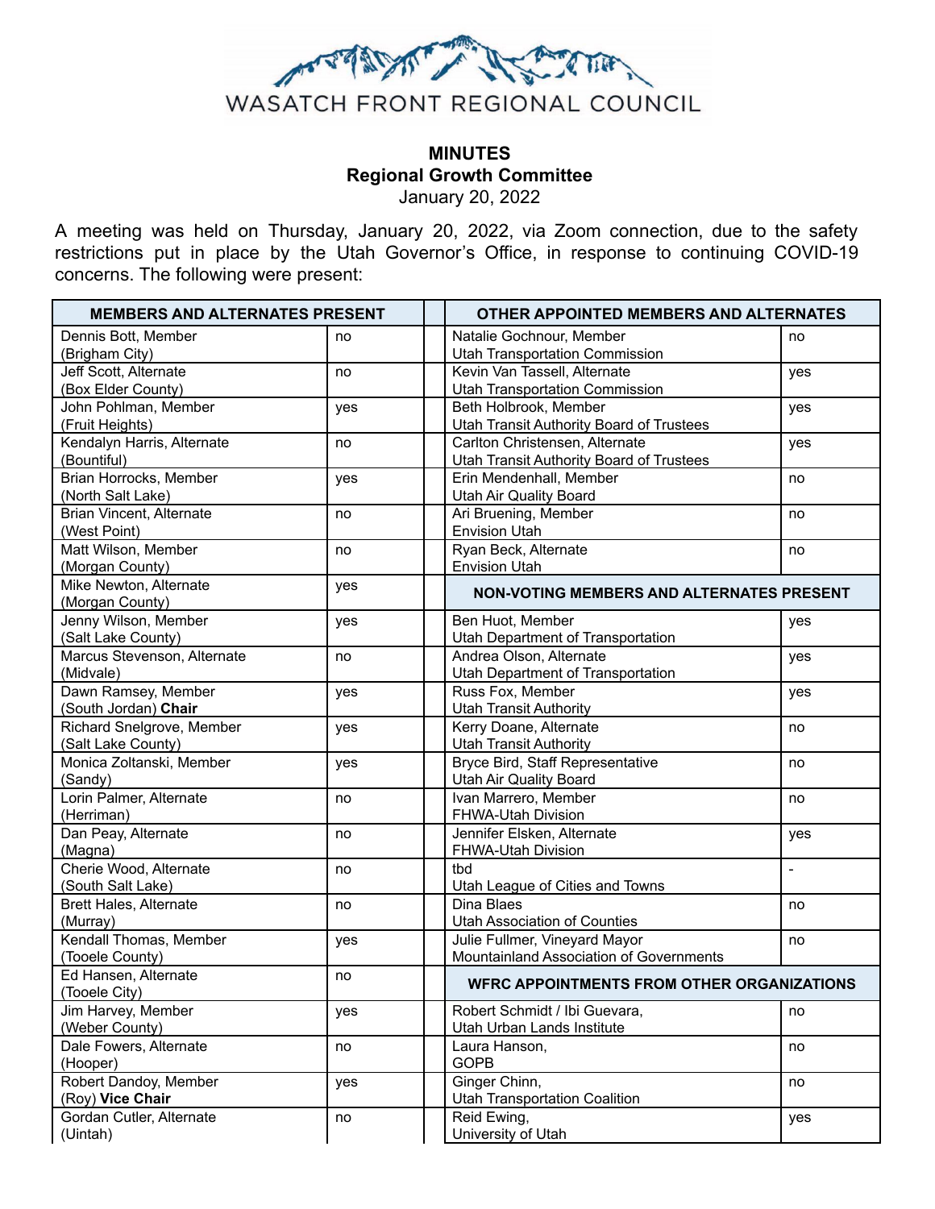WASATCH FRONT REGIONAL COUNCIL

# MINUTES
## Regional Growth Committee
January 20, 2022

A meeting was held on Thursday, January 20, 2022, via Zoom connection, due to the safety restrictions put in place by the Utah Governor's Office, in response to continuing COVID-19 concerns. The following were present:

| MEMBERS AND ALTERNATES PRESENT | | | OTHER APPOINTED MEMBERS AND ALTERNATES | |
|---|---|---|---|---|
| Dennis Bott, Member (Brigham City) | no | | Natalie Gochnour, Member Utah Transportation Commission | no |
| Jeff Scott, Alternate (Box Elder County) | no | | Kevin Van Tassell, Alternate Utah Transportation Commission | yes |
| John Pohlman, Member (Fruit Heights) | yes | | Beth Holbrook, Member Utah Transit Authority Board of Trustees | yes |
| Kendalyn Harris, Alternate (Bountiful) | no | | Carlton Christensen, Alternate Utah Transit Authority Board of Trustees | yes |
| Brian Horrocks, Member (North Salt Lake) | yes | | Erin Mendenhall, Member Utah Air Quality Board | no |
| Brian Vincent, Alternate (West Point) | no | | Ari Bruening, Member Envision Utah | no |
| Matt Wilson, Member (Morgan County) | no | | Ryan Beck, Alternate Envision Utah | no |
| Mike Newton, Alternate (Morgan County) | yes | | **NON-VOTING MEMBERS AND ALTERNATES PRESENT** | |
| Jenny Wilson, Member (Salt Lake County) | yes | | Ben Huot, Member Utah Department of Transportation | yes |
| Marcus Stevenson, Alternate (Midvale) | no | | Andrea Olson, Alternate Utah Department of Transportation | yes |
| Dawn Ramsey, Member (South Jordan) **Chair** | yes | | Russ Fox, Member Utah Transit Authority | yes |
| Richard Snelgrove, Member (Salt Lake County) | yes | | Kerry Doane, Alternate Utah Transit Authority | no |
| Monica Zoltanski, Member (Sandy) | yes | | Bryce Bird, Staff Representative Utah Air Quality Board | no |
| Lorin Palmer, Alternate (Herriman) | no | | Ivan Marrero, Member FHWA-Utah Division | no |
| Dan Peay, Alternate (Magna) | no | | Jennifer Elsken, Alternate FHWA-Utah Division | yes |
| Cherie Wood, Alternate (South Salt Lake) | no | | tbd Utah League of Cities and Towns | - |
| Brett Hales, Alternate (Murray) | no | | Dina Blaes Utah Association of Counties | no |
| Kendall Thomas, Member (Tooele County) | yes | | Julie Fullmer, Vineyard Mayor Mountainland Association of Governments | no |
| Ed Hansen, Alternate (Tooele City) | no | | **WFRC APPOINTMENTS FROM OTHER ORGANIZATIONS** | |
| Jim Harvey, Member (Weber County) | yes | | Robert Schmidt / Ibi Guevara, Utah Urban Lands Institute | no |
| Dale Fowers, Alternate (Hooper) | no | | Laura Hanson, GOPB | no |
| Robert Dandoy, Member (Roy) **Vice Chair** | yes | | Ginger Chinn, Utah Transportation Coalition | no |
| Gordan Cutler, Alternate (Uintah) | no | | Reid Ewing, University of Utah | yes |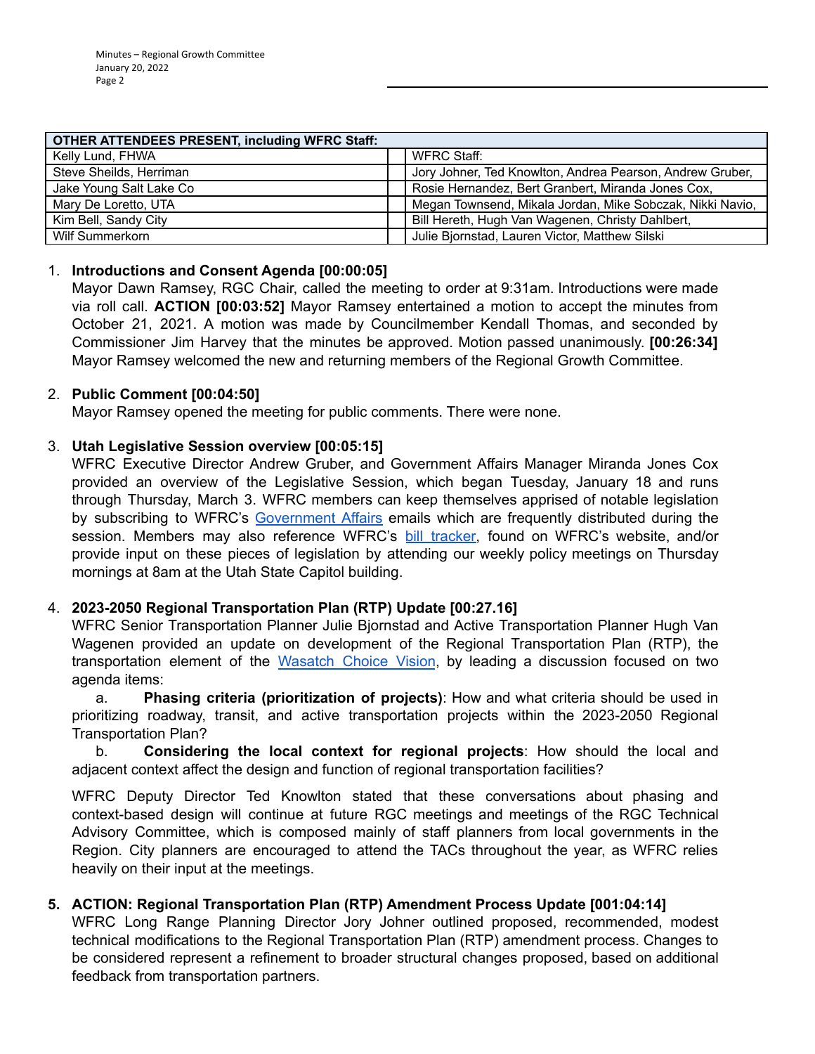| OTHER ATTENDEES PRESENT, including WFRC Staff: | |
|---|---|
| Kelly Lund, FHWA | WFRC Staff: |
| Steve Sheilds, Herriman | Jory Johner, Ted Knowlton, Andrea Pearson, Andrew Gruber, |
| Jake Young Salt Lake Co | Rosie Hernandez, Bert Granbert, Miranda Jones Cox, |
| Mary De Loretto, UTA | Megan Townsend, Mikala Jordan, Mike Sobczak, Nikki Navio, |
| Kim Bell, Sandy City | Bill Hereth, Hugh Van Wagenen, Christy Dahlbert, |
| Wilf Summerkorn | Julie Bjornstad, Lauren Victor, Matthew Silski |

1. **Introductions and Consent Agenda [00:00:05]**
   Mayor Dawn Ramsey, RGC Chair, called the meeting to order at 9:31am. Introductions were made via roll call. **ACTION [00:03:52]** Mayor Ramsey entertained a motion to accept the minutes from October 21, 2021. A motion was made by Councilmember Kendall Thomas, and seconded by Commissioner Jim Harvey that the minutes be approved. Motion passed unanimously. **[00:26:34]** Mayor Ramsey welcomed the new and returning members of the Regional Growth Committee.

2. **Public Comment [00:04:50]**
   Mayor Ramsey opened the meeting for public comments. There were none.

3. **Utah Legislative Session overview [00:05:15]**
   WFRC Executive Director Andrew Gruber, and Government Affairs Manager Miranda Jones Cox provided an overview of the Legislative Session, which began Tuesday, January 18 and runs through Thursday, March 3. WFRC members can keep themselves apprised of notable legislation by subscribing to WFRC's Government Affairs emails which are frequently distributed during the session. Members may also reference WFRC's bill tracker, found on WFRC's website, and/or provide input on these pieces of legislation by attending our weekly policy meetings on Thursday mornings at 8am at the Utah State Capitol building.

4. **2023-2050 Regional Transportation Plan (RTP) Update [00:27.16]**
   WFRC Senior Transportation Planner Julie Bjornstad and Active Transportation Planner Hugh Van Wagenen provided an update on development of the Regional Transportation Plan (RTP), the transportation element of the Wasatch Choice Vision, by leading a discussion focused on two agenda items:

   a. **Phasing criteria (prioritization of projects)**: How and what criteria should be used in prioritizing roadway, transit, and active transportation projects within the 2023-2050 Regional Transportation Plan?

   b. **Considering the local context for regional projects**: How should the local and adjacent context affect the design and function of regional transportation facilities?

   WFRC Deputy Director Ted Knowlton stated that these conversations about phasing and context-based design will continue at future RGC meetings and meetings of the RGC Technical Advisory Committee, which is composed mainly of staff planners from local governments in the Region. City planners are encouraged to attend the TACs throughout the year, as WFRC relies heavily on their input at the meetings.

5. **ACTION: Regional Transportation Plan (RTP) Amendment Process Update [001:04:14]**
   WFRC Long Range Planning Director Jory Johner outlined proposed, recommended, modest technical modifications to the Regional Transportation Plan (RTP) amendment process. Changes to be considered represent a refinement to broader structural changes proposed, based on additional feedback from transportation partners.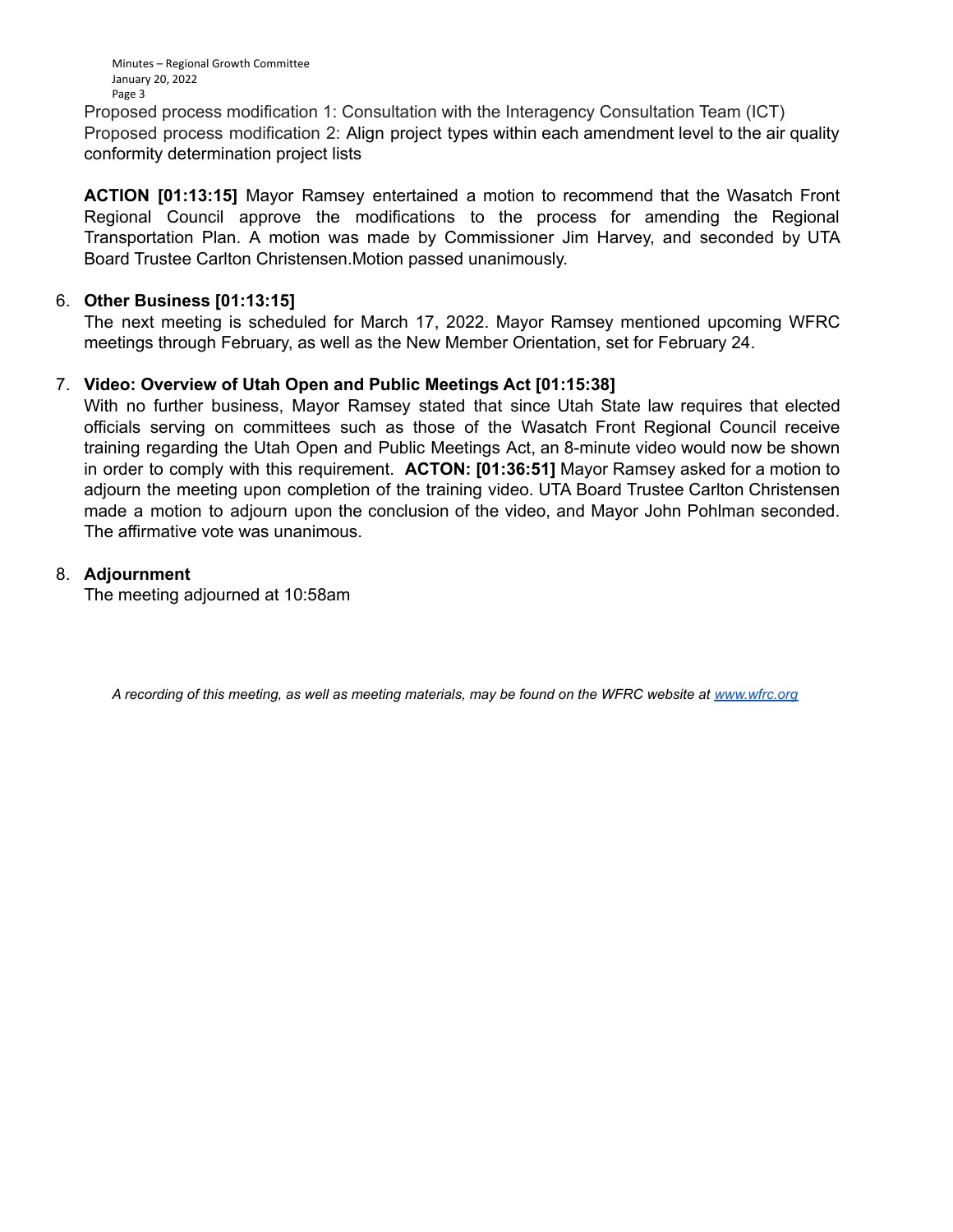Proposed process modification 1: Consultation with the Interagency Consultation Team (ICT)
Proposed process modification 2: Align project types within each amendment level to the air quality conformity determination project lists

**ACTION [01:13:15]** Mayor Ramsey entertained a motion to recommend that the Wasatch Front Regional Council approve the modifications to the process for amending the Regional Transportation Plan. A motion was made by Commissioner Jim Harvey, and seconded by UTA Board Trustee Carlton Christensen.Motion passed unanimously.

6. **Other Business [01:13:15]**
   The next meeting is scheduled for March 17, 2022. Mayor Ramsey mentioned upcoming WFRC meetings through February, as well as the New Member Orientation, set for February 24.

7. **Video: Overview of Utah Open and Public Meetings Act [01:15:38]**
   With no further business, Mayor Ramsey stated that since Utah State law requires that elected officials serving on committees such as those of the Wasatch Front Regional Council receive training regarding the Utah Open and Public Meetings Act, an 8-minute video would now be shown in order to comply with this requirement. **ACTON: [01:36:51]** Mayor Ramsey asked for a motion to adjourn the meeting upon completion of the training video. UTA Board Trustee Carlton Christensen made a motion to adjourn upon the conclusion of the video, and Mayor John Pohlman seconded. The affirmative vote was unanimous.

8. **Adjournment**
   The meeting adjourned at 10:58am

*A recording of this meeting, as well as meeting materials, may be found on the WFRC website at [www.wfrc.org](http://www.wfrc.org)*